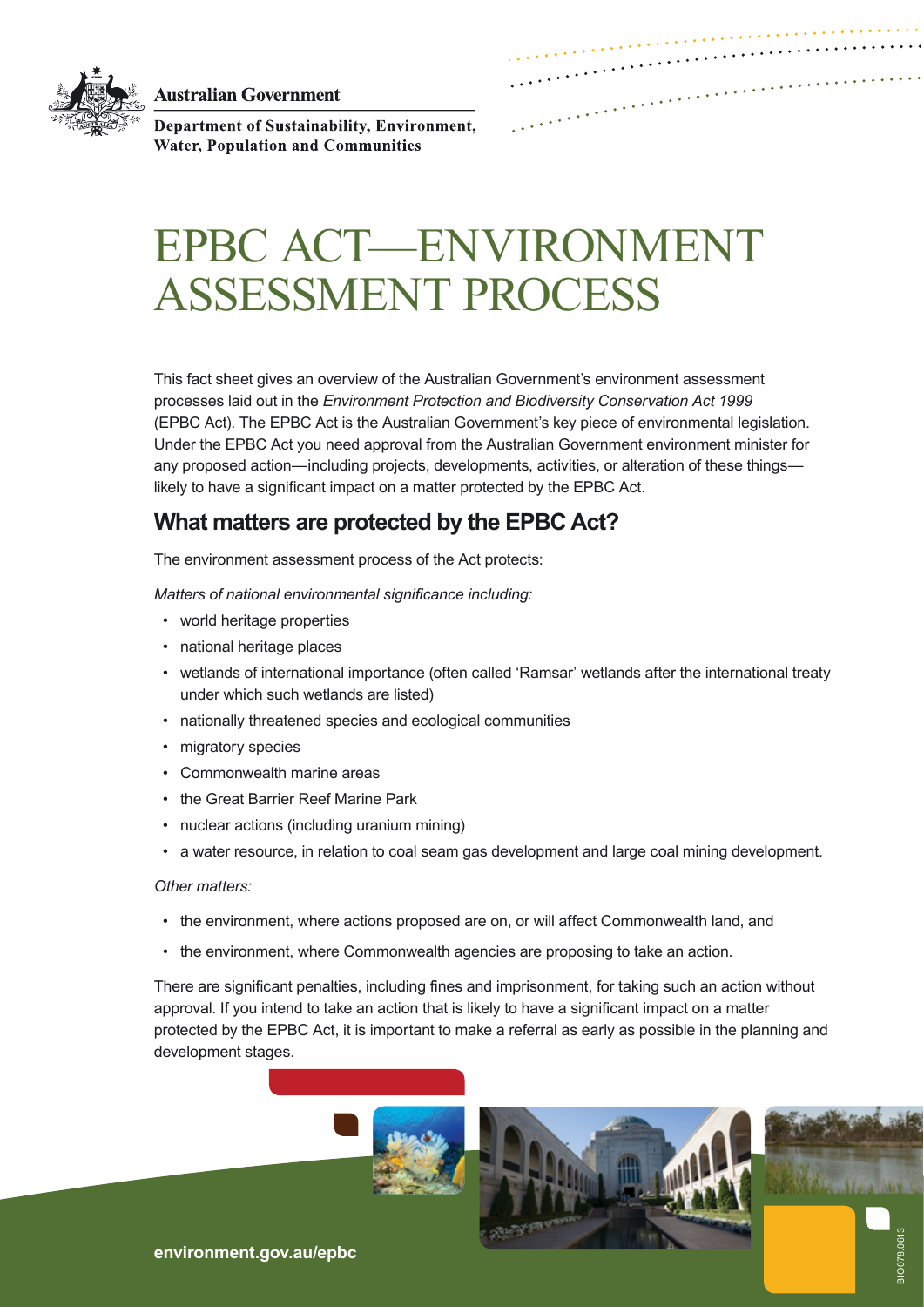Australian Government

Department of Sustainability, Environment, Water, Population and Communities

# EPBC ACT—ENVIRONMENT ASSESSMENT PROCESS

This fact sheet gives an overview of the Australian Government's environment assessment processes laid out in the *Environment Protection and Biodiversity Conservation Act 1999* (EPBC Act). The EPBC Act is the Australian Government's key piece of environmental legislation. Under the EPBC Act you need approval from the Australian Government environment minister for any proposed action—including projects, developments, activities, or alteration of these things—likely to have a significant impact on a matter protected by the EPBC Act.

## What matters are protected by the EPBC Act?

The environment assessment process of the Act protects:

*Matters of national environmental significance including:*

- world heritage properties
- national heritage places
- wetlands of international importance (often called 'Ramsar' wetlands after the international treaty under which such wetlands are listed)
- nationally threatened species and ecological communities
- migratory species
- Commonwealth marine areas
- the Great Barrier Reef Marine Park
- nuclear actions (including uranium mining)
- a water resource, in relation to coal seam gas development and large coal mining development.

*Other matters:*

- the environment, where actions proposed are on, or will affect Commonwealth land, and
- the environment, where Commonwealth agencies are proposing to take an action.

There are significant penalties, including fines and imprisonment, for taking such an action without approval. If you intend to take an action that is likely to have a significant impact on a matter protected by the EPBC Act, it is important to make a referral as early as possible in the planning and development stages.

environment.gov.au/epbc

BIO078.0613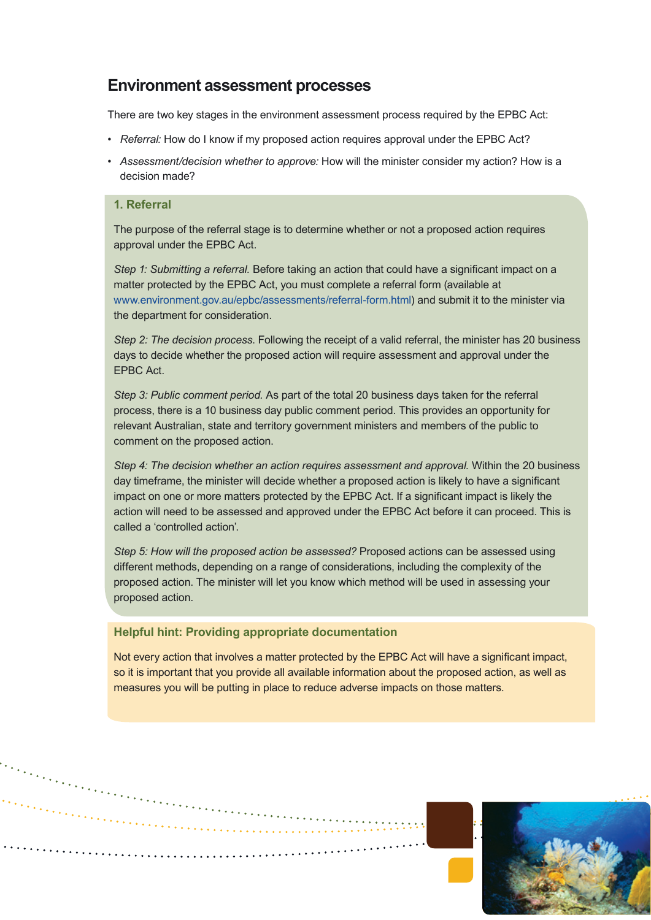## Environment assessment processes

There are two key stages in the environment assessment process required by the EPBC Act:

- *Referral:* How do I know if my proposed action requires approval under the EPBC Act?
- *Assessment/decision whether to approve:* How will the minister consider my action? How is a decision made?

### 1. Referral

The purpose of the referral stage is to determine whether or not a proposed action requires approval under the EPBC Act.

*Step 1: Submitting a referral.* Before taking an action that could have a significant impact on a matter protected by the EPBC Act, you must complete a referral form (available at www.environment.gov.au/epbc/assessments/referral-form.html) and submit it to the minister via the department for consideration.

*Step 2: The decision process.* Following the receipt of a valid referral, the minister has 20 business days to decide whether the proposed action will require assessment and approval under the EPBC Act.

*Step 3: Public comment period.* As part of the total 20 business days taken for the referral process, there is a 10 business day public comment period. This provides an opportunity for relevant Australian, state and territory government ministers and members of the public to comment on the proposed action.

*Step 4: The decision whether an action requires assessment and approval.* Within the 20 business day timeframe, the minister will decide whether a proposed action is likely to have a significant impact on one or more matters protected by the EPBC Act. If a significant impact is likely the action will need to be assessed and approved under the EPBC Act before it can proceed. This is called a 'controlled action'.

*Step 5: How will the proposed action be assessed?* Proposed actions can be assessed using different methods, depending on a range of considerations, including the complexity of the proposed action. The minister will let you know which method will be used in assessing your proposed action.

### Helpful hint: Providing appropriate documentation

Not every action that involves a matter protected by the EPBC Act will have a significant impact, so it is important that you provide all available information about the proposed action, as well as measures you will be putting in place to reduce adverse impacts on those matters.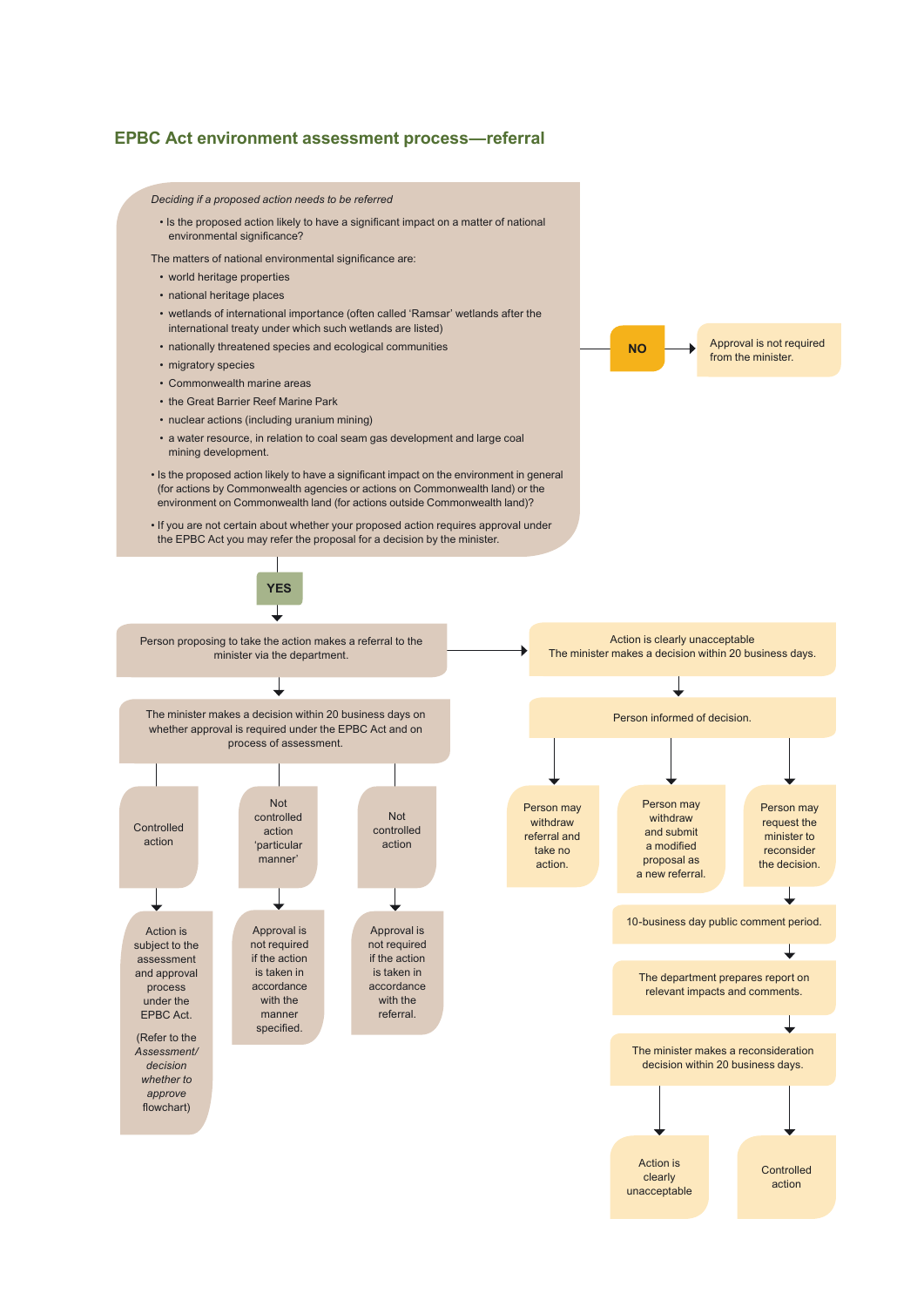## EPBC Act environment assessment process—referral

*Deciding if a proposed action needs to be referred*

- Is the proposed action likely to have a significant impact on a matter of national environmental significance?

The matters of national environmental significance are:

- world heritage properties
- national heritage places
- wetlands of international importance (often called 'Ramsar' wetlands after the international treaty under which such wetlands are listed)
- nationally threatened species and ecological communities
- migratory species
- Commonwealth marine areas
- the Great Barrier Reef Marine Park
- nuclear actions (including uranium mining)
- a water resource, in relation to coal seam gas development and large coal mining development.

- Is the proposed action likely to have a significant impact on the environment in general (for actions by Commonwealth agencies or actions on Commonwealth land) or the environment on Commonwealth land (for actions outside Commonwealth land)?
- If you are not certain about whether your proposed action requires approval under the EPBC Act you may refer the proposal for a decision by the minister.

**NO** → Approval is not required from the minister.

**YES** → Person proposing to take the action makes a referral to the minister via the department.

Person proposing to take the action makes a referral to the minister via the department. → The minister makes a decision within 20 business days on whether approval is required under the EPBC Act and on process of assessment.

- Controlled action → Action is subject to the assessment and approval process under the EPBC Act. (Refer to the *Assessment/decision whether to approve* flowchart)
- Not controlled action 'particular manner' → Approval is not required if the action is taken in accordance with the manner specified.
- Not controlled action → Approval is not required if the action is taken in accordance with the referral.

Person proposing to take the action makes a referral to the minister via the department. → Action is clearly unacceptable. The minister makes a decision within 20 business days. → Person informed of decision.

- Person may withdraw referral and take no action.
- Person may withdraw and submit a modified proposal as a new referral.
- Person may request the minister to reconsider the decision. → 10-business day public comment period. → The department prepares report on relevant impacts and comments. → The minister makes a reconsideration decision within 20 business days.
  - Action is clearly unacceptable
  - Controlled action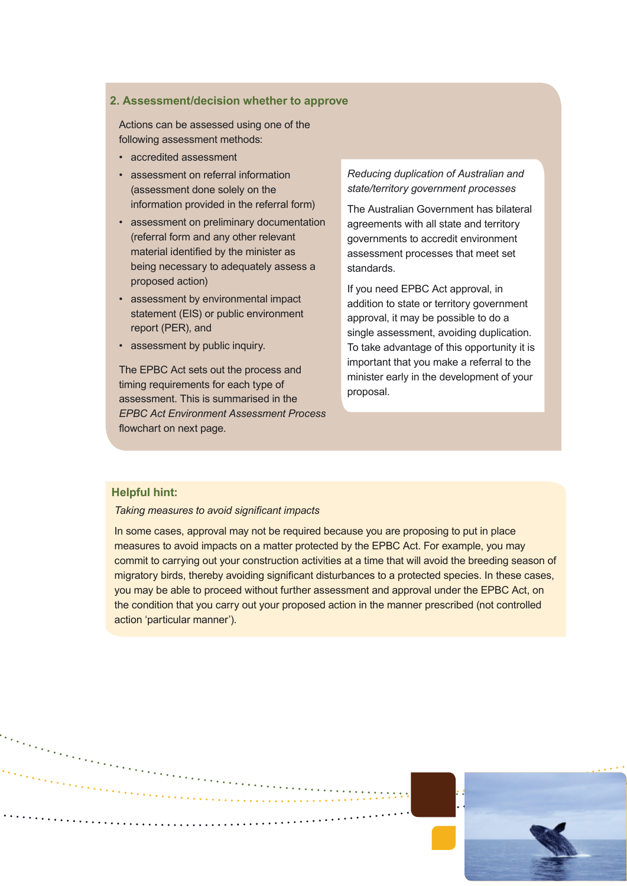## 2. Assessment/decision whether to approve

Actions can be assessed using one of the following assessment methods:

- accredited assessment
- assessment on referral information (assessment done solely on the information provided in the referral form)
- assessment on preliminary documentation (referral form and any other relevant material identified by the minister as being necessary to adequately assess a proposed action)
- assessment by environmental impact statement (EIS) or public environment report (PER), and
- assessment by public inquiry.

The EPBC Act sets out the process and timing requirements for each type of assessment. This is summarised in the *EPBC Act Environment Assessment Process* flowchart on next page.

*Reducing duplication of Australian and state/territory government processes*

The Australian Government has bilateral agreements with all state and territory governments to accredit environment assessment processes that meet set standards.

If you need EPBC Act approval, in addition to state or territory government approval, it may be possible to do a single assessment, avoiding duplication. To take advantage of this opportunity it is important that you make a referral to the minister early in the development of your proposal.

**Helpful hint:**

*Taking measures to avoid significant impacts*

In some cases, approval may not be required because you are proposing to put in place measures to avoid impacts on a matter protected by the EPBC Act. For example, you may commit to carrying out your construction activities at a time that will avoid the breeding season of migratory birds, thereby avoiding significant disturbances to a protected species. In these cases, you may be able to proceed without further assessment and approval under the EPBC Act, on the condition that you carry out your proposed action in the manner prescribed (not controlled action 'particular manner').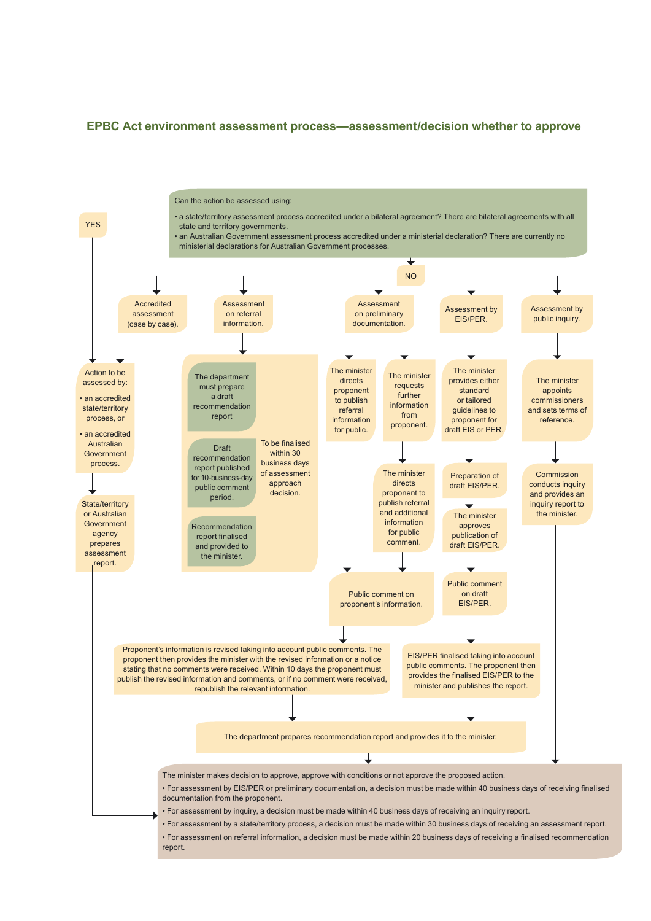# EPBC Act environment assessment process—assessment/decision whether to approve

Can the action be assessed using:

- a state/territory assessment process accredited under a bilateral agreement? There are bilateral agreements with all state and territory governments.
- an Australian Government assessment process accredited under a ministerial declaration? There are currently no ministerial declarations for Australian Government processes.

**YES**

Action to be assessed by:

- an accredited state/territory process, or
- an accredited Australian Government process.

State/territory or Australian Government agency prepares assessment report.

**NO**

**Accredited assessment (case by case).**

→ Action to be assessed by an accredited state/territory process, or an accredited Australian Government process.

**Assessment on referral information.**

- The department must prepare a draft recommendation report
- Draft recommendation report published for 10-business-day public comment period.
- Recommendation report finalised and provided to the minister.

To be finalised within 30 business days of assessment approach decision.

**Assessment on preliminary documentation.**

- The minister directs proponent to publish referral information for public.
- The minister requests further information from proponent. → The minister directs proponent to publish referral and additional information for public comment.
- Public comment on proponent's information.
- Proponent's information is revised taking into account public comments. The proponent then provides the minister with the revised information or a notice stating that no comments were received. Within 10 days the proponent must publish the revised information and comments, or if no comment were received, republish the relevant information.

**Assessment by EIS/PER.**

- The minister provides either standard or tailored guidelines to proponent for draft EIS or PER.
- Preparation of draft EIS/PER.
- The minister approves publication of draft EIS/PER.
- Public comment on draft EIS/PER.
- EIS/PER finalised taking into account public comments. The proponent then provides the finalised EIS/PER to the minister and publishes the report.

The department prepares recommendation report and provides it to the minister.

**Assessment by public inquiry.**

- The minister appoints commissioners and sets terms of reference.
- Commission conducts inquiry and provides an inquiry report to the minister.

The minister makes decision to approve, approve with conditions or not approve the proposed action.

- For assessment by EIS/PER or preliminary documentation, a decision must be made within 40 business days of receiving finalised documentation from the proponent.
- For assessment by inquiry, a decision must be made within 40 business days of receiving an inquiry report.
- For assessment by a state/territory process, a decision must be made within 30 business days of receiving an assessment report.
- For assessment on referral information, a decision must be made within 20 business days of receiving a finalised recommendation report.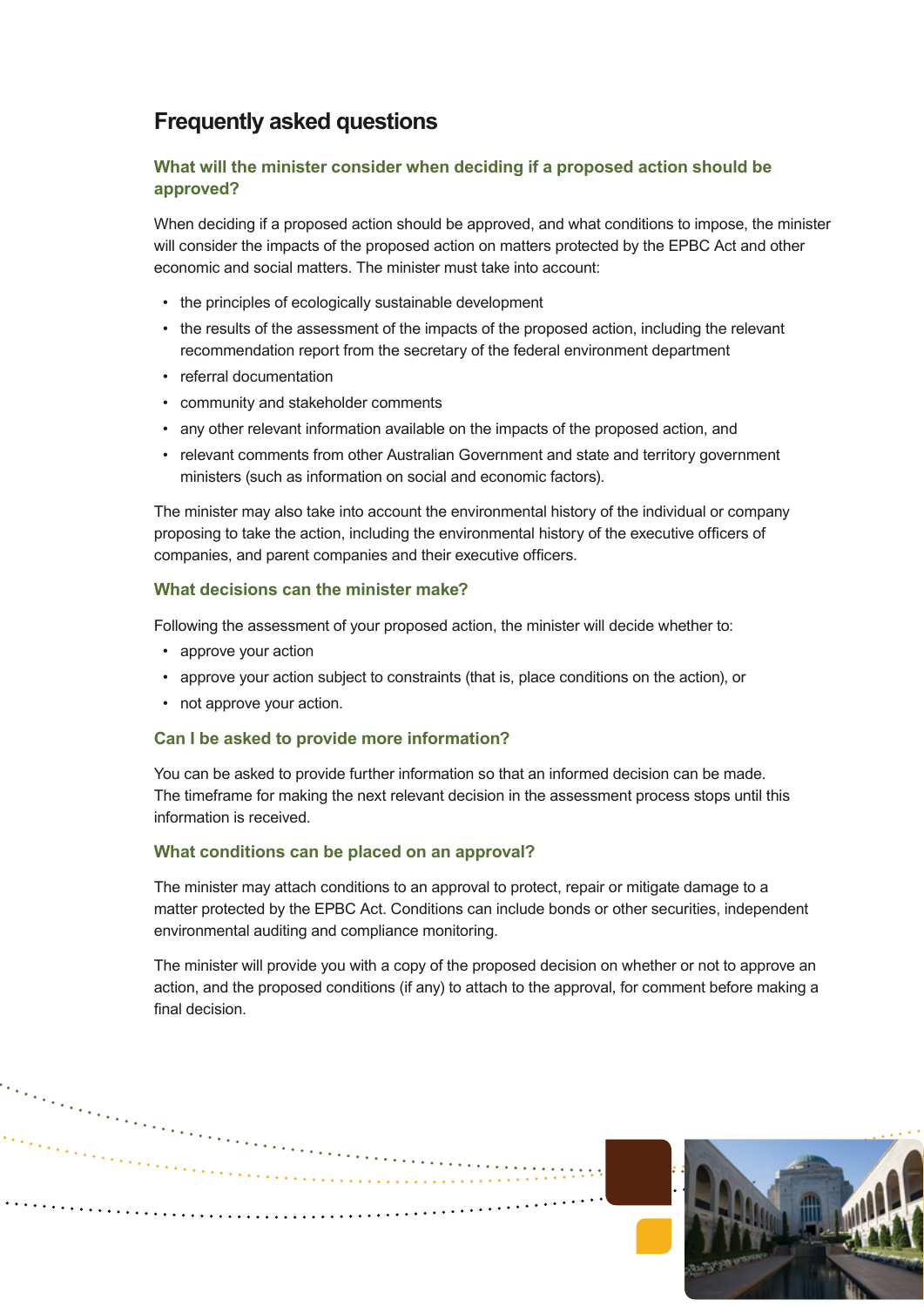## Frequently asked questions

### What will the minister consider when deciding if a proposed action should be approved?

When deciding if a proposed action should be approved, and what conditions to impose, the minister will consider the impacts of the proposed action on matters protected by the EPBC Act and other economic and social matters. The minister must take into account:

- the principles of ecologically sustainable development
- the results of the assessment of the impacts of the proposed action, including the relevant recommendation report from the secretary of the federal environment department
- referral documentation
- community and stakeholder comments
- any other relevant information available on the impacts of the proposed action, and
- relevant comments from other Australian Government and state and territory government ministers (such as information on social and economic factors).

The minister may also take into account the environmental history of the individual or company proposing to take the action, including the environmental history of the executive officers of companies, and parent companies and their executive officers.

### What decisions can the minister make?

Following the assessment of your proposed action, the minister will decide whether to:

- approve your action
- approve your action subject to constraints (that is, place conditions on the action), or
- not approve your action.

### Can I be asked to provide more information?

You can be asked to provide further information so that an informed decision can be made. The timeframe for making the next relevant decision in the assessment process stops until this information is received.

### What conditions can be placed on an approval?

The minister may attach conditions to an approval to protect, repair or mitigate damage to a matter protected by the EPBC Act. Conditions can include bonds or other securities, independent environmental auditing and compliance monitoring.

The minister will provide you with a copy of the proposed decision on whether or not to approve an action, and the proposed conditions (if any) to attach to the approval, for comment before making a final decision.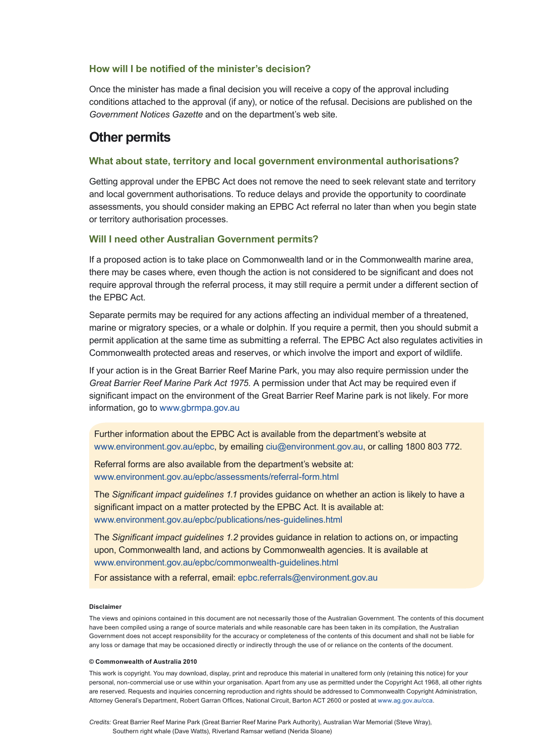### How will I be notified of the minister's decision?

Once the minister has made a final decision you will receive a copy of the approval including conditions attached to the approval (if any), or notice of the refusal. Decisions are published on the *Government Notices Gazette* and on the department's web site.

## Other permits

### What about state, territory and local government environmental authorisations?

Getting approval under the EPBC Act does not remove the need to seek relevant state and territory and local government authorisations. To reduce delays and provide the opportunity to coordinate assessments, you should consider making an EPBC Act referral no later than when you begin state or territory authorisation processes.

### Will I need other Australian Government permits?

If a proposed action is to take place on Commonwealth land or in the Commonwealth marine area, there may be cases where, even though the action is not considered to be significant and does not require approval through the referral process, it may still require a permit under a different section of the EPBC Act.

Separate permits may be required for any actions affecting an individual member of a threatened, marine or migratory species, or a whale or dolphin. If you require a permit, then you should submit a permit application at the same time as submitting a referral. The EPBC Act also regulates activities in Commonwealth protected areas and reserves, or which involve the import and export of wildlife.

If your action is in the Great Barrier Reef Marine Park, you may also require permission under the *Great Barrier Reef Marine Park Act 1975.* A permission under that Act may be required even if significant impact on the environment of the Great Barrier Reef Marine park is not likely. For more information, go to www.gbrmpa.gov.au

Further information about the EPBC Act is available from the department's website at www.environment.gov.au/epbc, by emailing ciu@environment.gov.au, or calling 1800 803 772.

Referral forms are also available from the department's website at: www.environment.gov.au/epbc/assessments/referral-form.html

The *Significant impact guidelines 1.1* provides guidance on whether an action is likely to have a significant impact on a matter protected by the EPBC Act. It is available at: www.environment.gov.au/epbc/publications/nes-guidelines.html

The *Significant impact guidelines 1.2* provides guidance in relation to actions on, or impacting upon, Commonwealth land, and actions by Commonwealth agencies. It is available at www.environment.gov.au/epbc/commonwealth-guidelines.html

For assistance with a referral, email: epbc.referrals@environment.gov.au

**Disclaimer**

The views and opinions contained in this document are not necessarily those of the Australian Government. The contents of this document have been compiled using a range of source materials and while reasonable care has been taken in its compilation, the Australian Government does not accept responsibility for the accuracy or completeness of the contents of this document and shall not be liable for any loss or damage that may be occasioned directly or indirectly through the use of or reliance on the contents of the document.

**© Commonwealth of Australia 2010**

This work is copyright. You may download, display, print and reproduce this material in unaltered form only (retaining this notice) for your personal, non-commercial use or use within your organisation. Apart from any use as permitted under the Copyright Act 1968, all other rights are reserved. Requests and inquiries concerning reproduction and rights should be addressed to Commonwealth Copyright Administration, Attorney General's Department, Robert Garran Offices, National Circuit, Barton ACT 2600 or posted at www.ag.gov.au/cca.

*Credits:* Great Barrier Reef Marine Park (Great Barrier Reef Marine Park Authority), Australian War Memorial (Steve Wray), Southern right whale (Dave Watts), Riverland Ramsar wetland (Nerida Sloane)